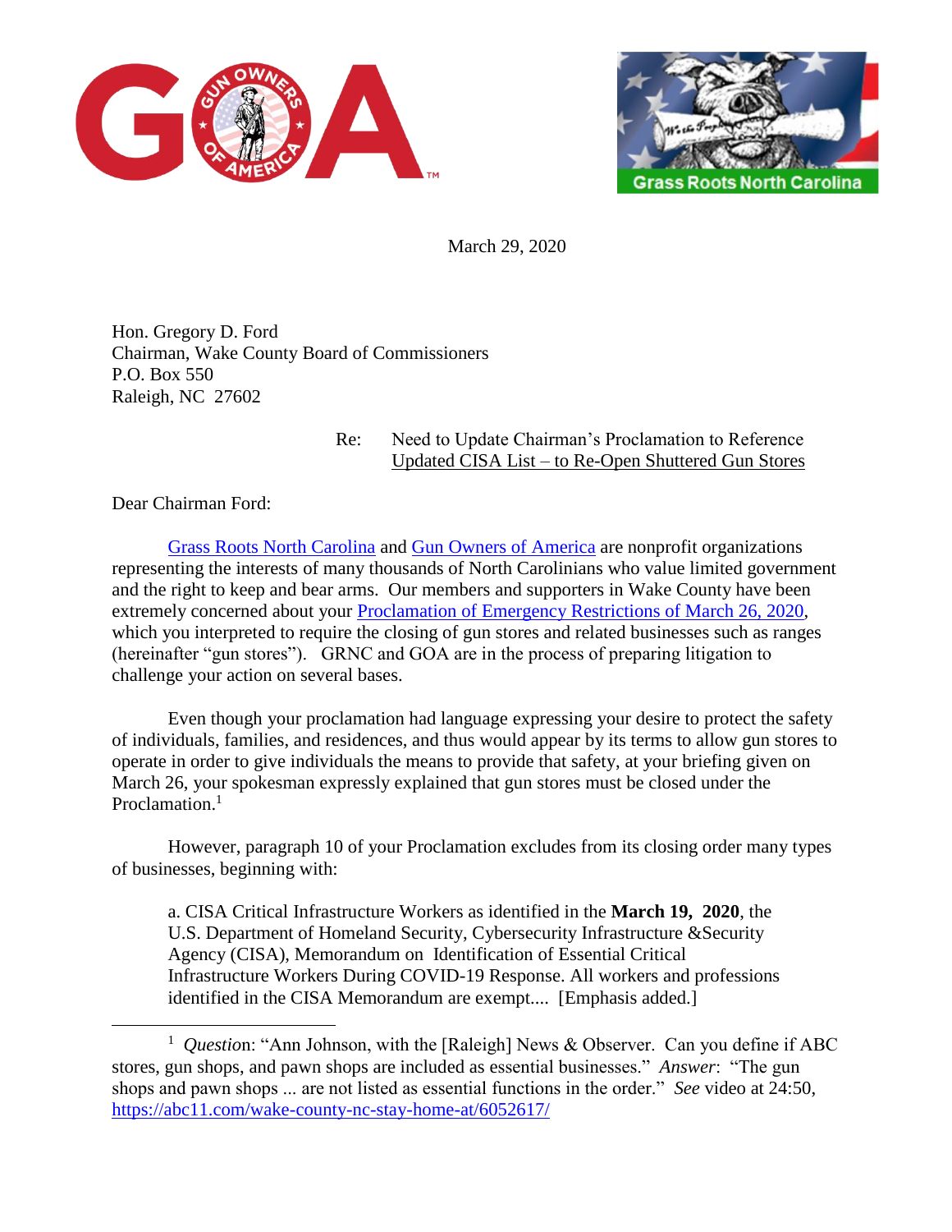March 29, 2020

Hon. Gregory D. Ford
Chairman, Wake County Board of Commissioners
P.O. Box 550
Raleigh, NC 27602

Re: Need to Update Chairman's Proclamation to Reference Updated CISA List – to Re-Open Shuttered Gun Stores

Dear Chairman Ford:

Grass Roots North Carolina and Gun Owners of America are nonprofit organizations representing the interests of many thousands of North Carolinians who value limited government and the right to keep and bear arms. Our members and supporters in Wake County have been extremely concerned about your Proclamation of Emergency Restrictions of March 26, 2020, which you interpreted to require the closing of gun stores and related businesses such as ranges (hereinafter "gun stores"). GRNC and GOA are in the process of preparing litigation to challenge your action on several bases.

Even though your proclamation had language expressing your desire to protect the safety of individuals, families, and residences, and thus would appear by its terms to allow gun stores to operate in order to give individuals the means to provide that safety, at your briefing given on March 26, your spokesman expressly explained that gun stores must be closed under the Proclamation.[1]

However, paragraph 10 of your Proclamation excludes from its closing order many types of businesses, beginning with:

> a. CISA Critical Infrastructure Workers as identified in the **March 19, 2020**, the U.S. Department of Homeland Security, Cybersecurity Infrastructure &Security Agency (CISA), Memorandum on Identification of Essential Critical Infrastructure Workers During COVID-19 Response. All workers and professions identified in the CISA Memorandum are exempt.... [Emphasis added.]

---

[1] *Question*: "Ann Johnson, with the [Raleigh] News & Observer. Can you define if ABC stores, gun shops, and pawn shops are included as essential businesses." *Answer*: "The gun shops and pawn shops ... are not listed as essential functions in the order." *See* video at 24:50, https://abc11.com/wake-county-nc-stay-home-at/6052617/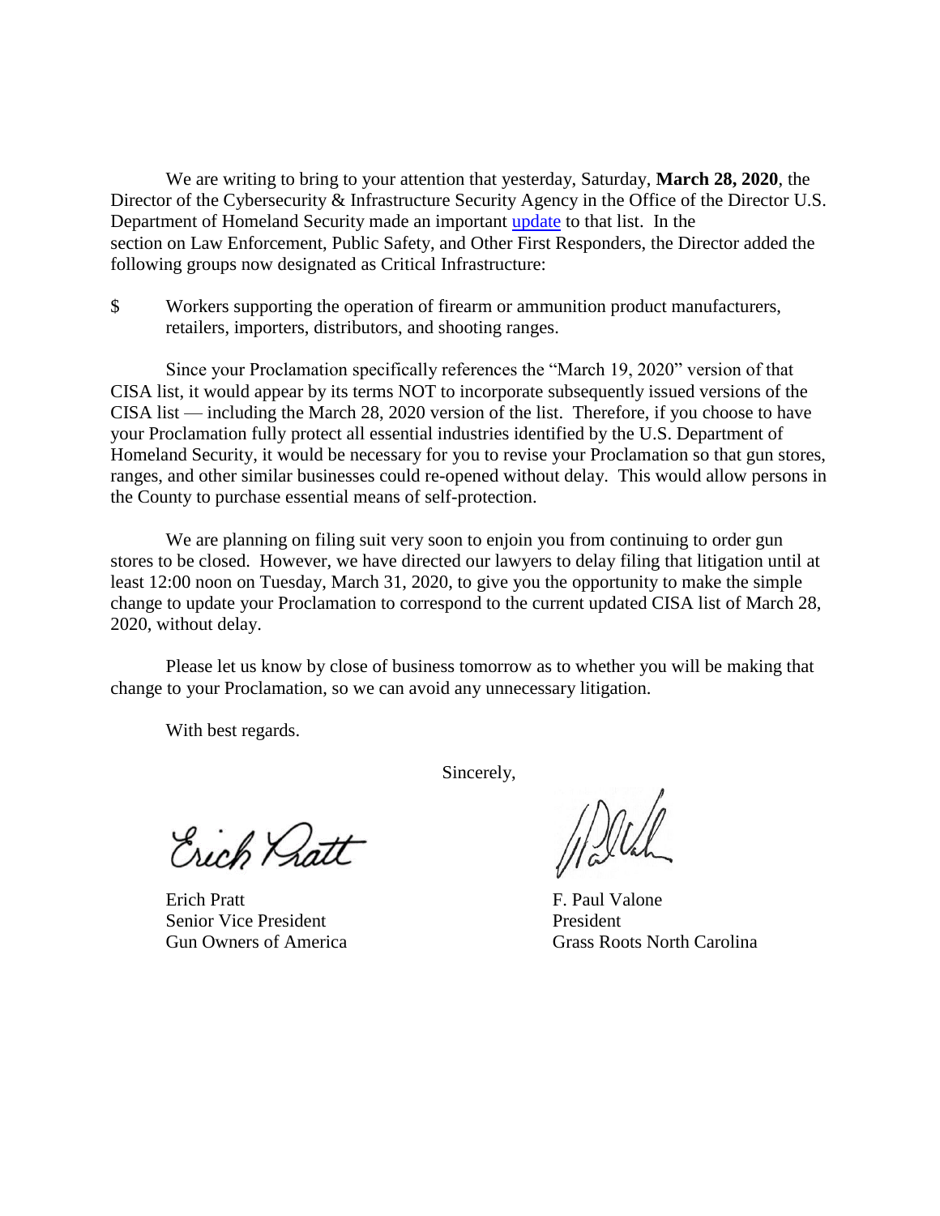We are writing to bring to your attention that yesterday, Saturday, **March 28, 2020**, the Director of the Cybersecurity & Infrastructure Security Agency in the Office of the Director U.S. Department of Homeland Security made an important update to that list. In the section on Law Enforcement, Public Safety, and Other First Responders, the Director added the following groups now designated as Critical Infrastructure:

$ Workers supporting the operation of firearm or ammunition product manufacturers, retailers, importers, distributors, and shooting ranges.

Since your Proclamation specifically references the "March 19, 2020" version of that CISA list, it would appear by its terms NOT to incorporate subsequently issued versions of the CISA list — including the March 28, 2020 version of the list. Therefore, if you choose to have your Proclamation fully protect all essential industries identified by the U.S. Department of Homeland Security, it would be necessary for you to revise your Proclamation so that gun stores, ranges, and other similar businesses could re-opened without delay. This would allow persons in the County to purchase essential means of self-protection.

We are planning on filing suit very soon to enjoin you from continuing to order gun stores to be closed. However, we have directed our lawyers to delay filing that litigation until at least 12:00 noon on Tuesday, March 31, 2020, to give you the opportunity to make the simple change to update your Proclamation to correspond to the current updated CISA list of March 28, 2020, without delay.

Please let us know by close of business tomorrow as to whether you will be making that change to your Proclamation, so we can avoid any unnecessary litigation.

With best regards.

Sincerely,

Erich Pratt
Senior Vice President
Gun Owners of America

F. Paul Valone
President
Grass Roots North Carolina